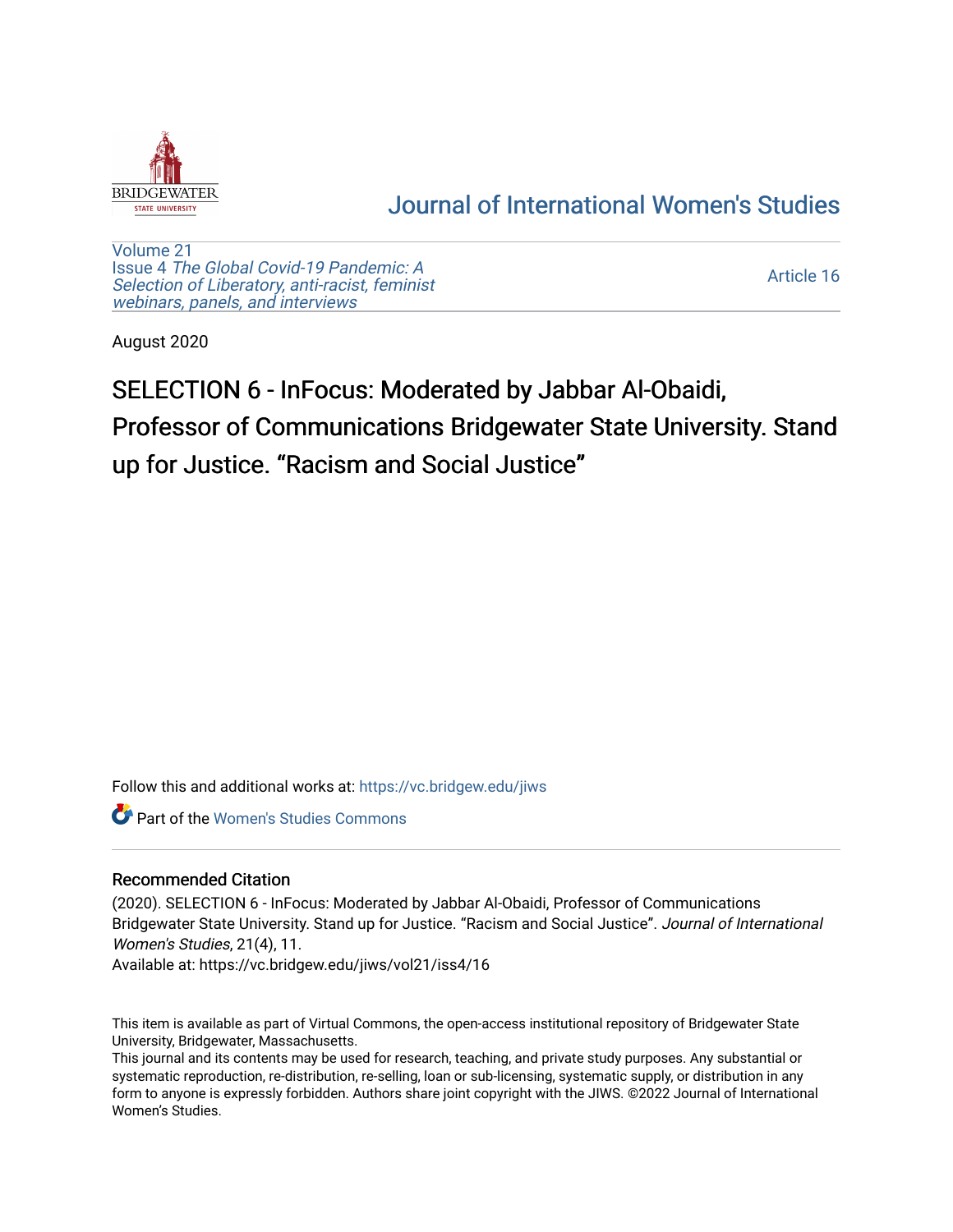# Journal of International Women's Studies

Volume 21
Issue 4 *The Global Covid-19 Pandemic: A Selection of Liberatory, anti-racist, feminist webinars, panels, and interviews*

Article 16

August 2020

# SELECTION 6 - InFocus: Moderated by Jabbar Al-Obaidi, Professor of Communications Bridgewater State University. Stand up for Justice. “Racism and Social Justice”

Follow this and additional works at: https://vc.bridgew.edu/jiws

Part of the Women's Studies Commons

## Recommended Citation

(2020). SELECTION 6 - InFocus: Moderated by Jabbar Al-Obaidi, Professor of Communications Bridgewater State University. Stand up for Justice. “Racism and Social Justice”. *Journal of International Women's Studies*, 21(4), 11.
Available at: https://vc.bridgew.edu/jiws/vol21/iss4/16

This item is available as part of Virtual Commons, the open-access institutional repository of Bridgewater State University, Bridgewater, Massachusetts.
This journal and its contents may be used for research, teaching, and private study purposes. Any substantial or systematic reproduction, re-distribution, re-selling, loan or sub-licensing, systematic supply, or distribution in any form to anyone is expressly forbidden. Authors share joint copyright with the JIWS. ©2022 Journal of International Women’s Studies.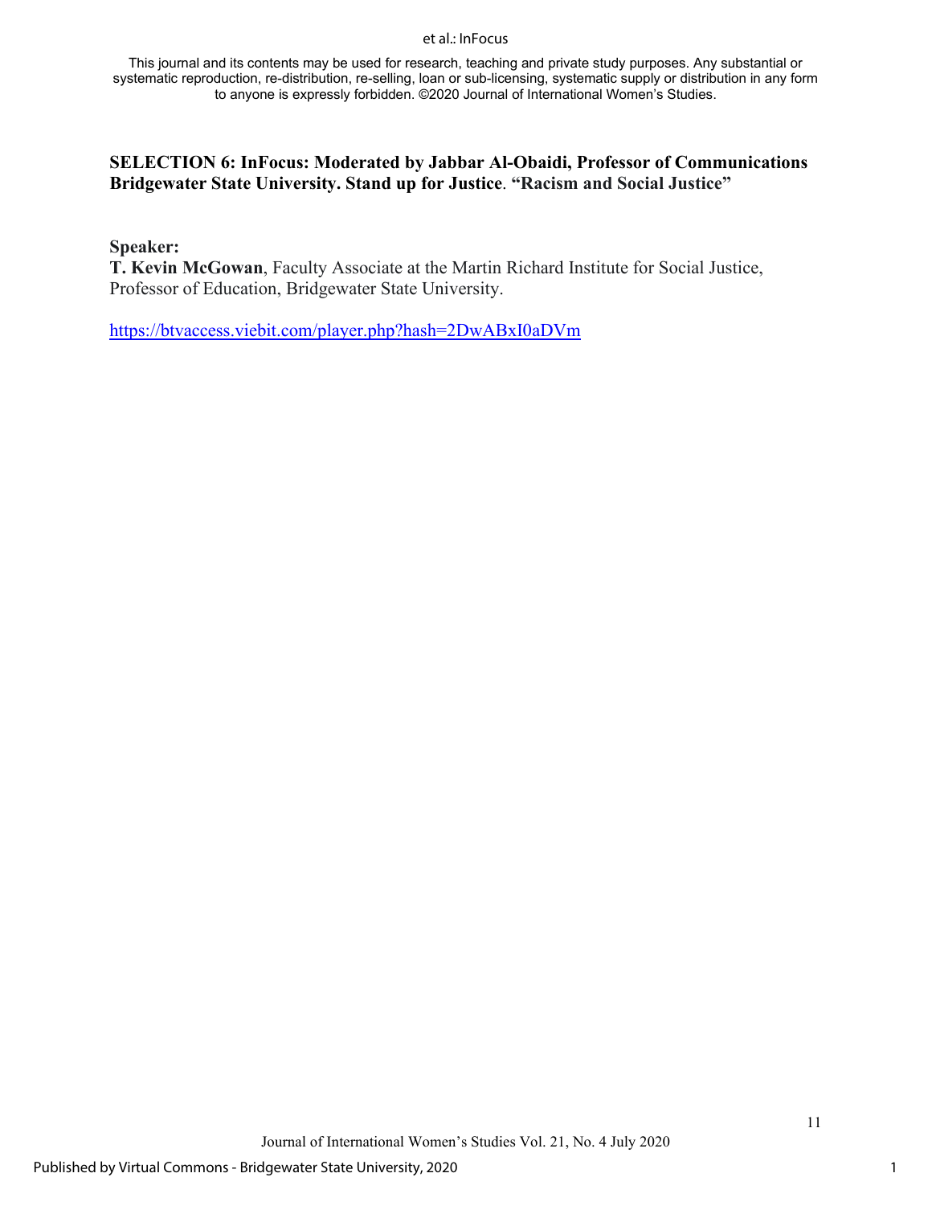This journal and its contents may be used for research, teaching and private study purposes. Any substantial or systematic reproduction, re-distribution, re-selling, loan or sub-licensing, systematic supply or distribution in any form to anyone is expressly forbidden. ©2020 Journal of International Women's Studies.

**SELECTION 6: InFocus: Moderated by Jabbar Al-Obaidi, Professor of Communications Bridgewater State University. Stand up for Justice**. **"Racism and Social Justice"**

**Speaker:**
**T. Kevin McGowan**, Faculty Associate at the Martin Richard Institute for Social Justice, Professor of Education, Bridgewater State University.

https://btvaccess.viebit.com/player.php?hash=2DwABxI0aDVm